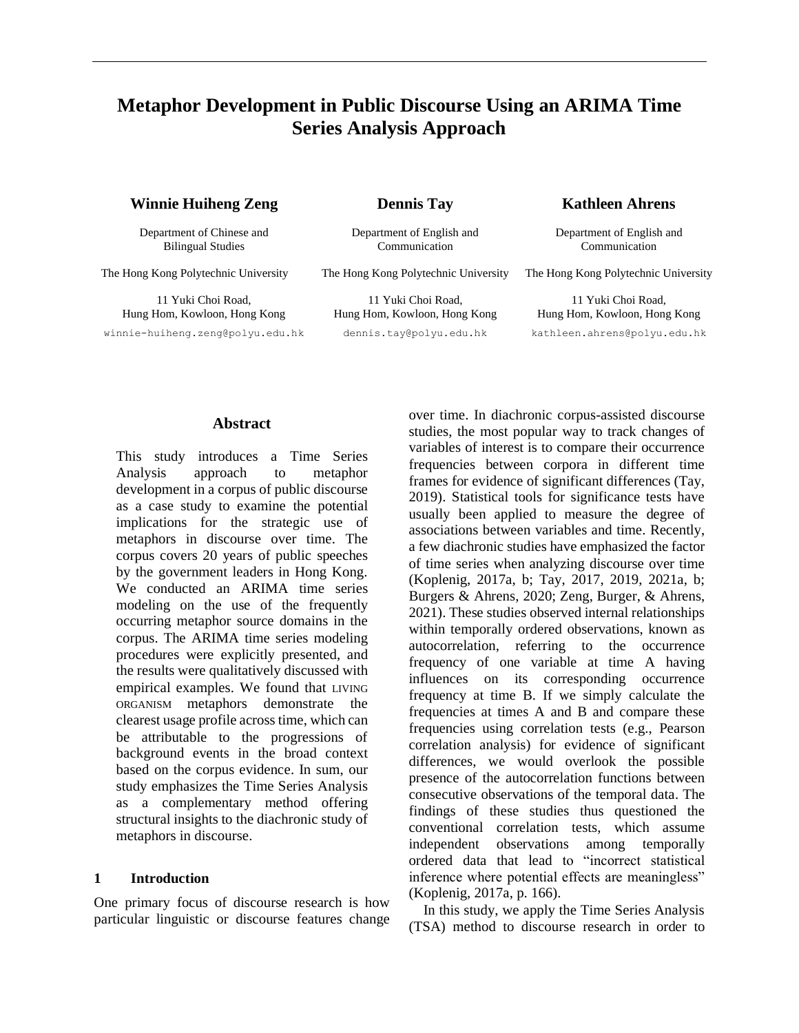# Metaphor Development in Public Discourse Using an ARIMA Time Series Analysis Approach

**Winnie Huiheng Zeng**
Department of Chinese and Bilingual Studies
The Hong Kong Polytechnic University
11 Yuki Choi Road, Hung Hom, Kowloon, Hong Kong
winnie-huiheng.zeng@polyu.edu.hk

**Dennis Tay**
Department of English and Communication
The Hong Kong Polytechnic University
11 Yuki Choi Road, Hung Hom, Kowloon, Hong Kong
dennis.tay@polyu.edu.hk

**Kathleen Ahrens**
Department of English and Communication
The Hong Kong Polytechnic University
11 Yuki Choi Road, Hung Hom, Kowloon, Hong Kong
kathleen.ahrens@polyu.edu.hk

## Abstract

This study introduces a Time Series Analysis approach to metaphor development in a corpus of public discourse as a case study to examine the potential implications for the strategic use of metaphors in discourse over time. The corpus covers 20 years of public speeches by the government leaders in Hong Kong. We conducted an ARIMA time series modeling on the use of the frequently occurring metaphor source domains in the corpus. The ARIMA time series modeling procedures were explicitly presented, and the results were qualitatively discussed with empirical examples. We found that LIVING ORGANISM metaphors demonstrate the clearest usage profile across time, which can be attributable to the progressions of background events in the broad context based on the corpus evidence. In sum, our study emphasizes the Time Series Analysis as a complementary method offering structural insights to the diachronic study of metaphors in discourse.

## 1 Introduction

One primary focus of discourse research is how particular linguistic or discourse features change over time. In diachronic corpus-assisted discourse studies, the most popular way to track changes of variables of interest is to compare their occurrence frequencies between corpora in different time frames for evidence of significant differences (Tay, 2019). Statistical tools for significance tests have usually been applied to measure the degree of associations between variables and time. Recently, a few diachronic studies have emphasized the factor of time series when analyzing discourse over time (Koplenig, 2017a, b; Tay, 2017, 2019, 2021a, b; Burgers & Ahrens, 2020; Zeng, Burger, & Ahrens, 2021). These studies observed internal relationships within temporally ordered observations, known as autocorrelation, referring to the occurrence frequency of one variable at time A having influences on its corresponding occurrence frequency at time B. If we simply calculate the frequencies at times A and B and compare these frequencies using correlation tests (e.g., Pearson correlation analysis) for evidence of significant differences, we would overlook the possible presence of the autocorrelation functions between consecutive observations of the temporal data. The findings of these studies thus questioned the conventional correlation tests, which assume independent observations among temporally ordered data that lead to "incorrect statistical inference where potential effects are meaningless" (Koplenig, 2017a, p. 166).

In this study, we apply the Time Series Analysis (TSA) method to discourse research in order to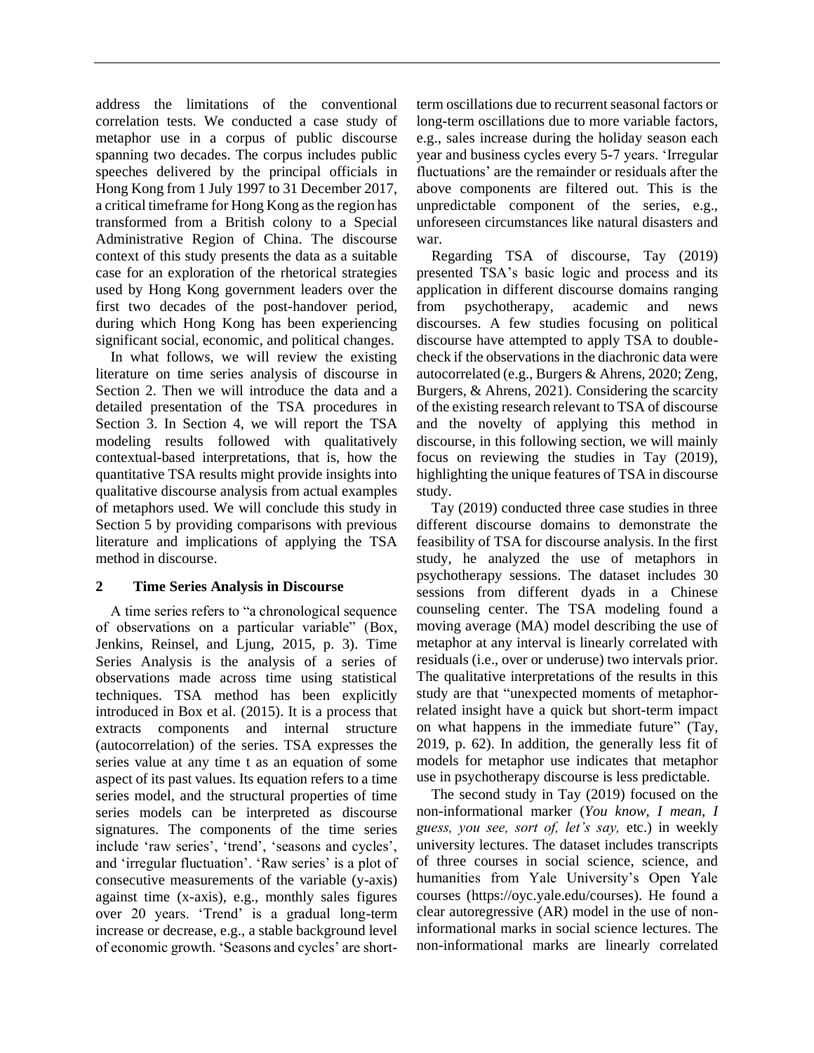address the limitations of the conventional correlation tests. We conducted a case study of metaphor use in a corpus of public discourse spanning two decades. The corpus includes public speeches delivered by the principal officials in Hong Kong from 1 July 1997 to 31 December 2017, a critical timeframe for Hong Kong as the region has transformed from a British colony to a Special Administrative Region of China. The discourse context of this study presents the data as a suitable case for an exploration of the rhetorical strategies used by Hong Kong government leaders over the first two decades of the post-handover period, during which Hong Kong has been experiencing significant social, economic, and political changes.

In what follows, we will review the existing literature on time series analysis of discourse in Section 2. Then we will introduce the data and a detailed presentation of the TSA procedures in Section 3. In Section 4, we will report the TSA modeling results followed with qualitatively contextual-based interpretations, that is, how the quantitative TSA results might provide insights into qualitative discourse analysis from actual examples of metaphors used. We will conclude this study in Section 5 by providing comparisons with previous literature and implications of applying the TSA method in discourse.

## 2 Time Series Analysis in Discourse

A time series refers to "a chronological sequence of observations on a particular variable" (Box, Jenkins, Reinsel, and Ljung, 2015, p. 3). Time Series Analysis is the analysis of a series of observations made across time using statistical techniques. TSA method has been explicitly introduced in Box et al. (2015). It is a process that extracts components and internal structure (autocorrelation) of the series. TSA expresses the series value at any time t as an equation of some aspect of its past values. Its equation refers to a time series model, and the structural properties of time series models can be interpreted as discourse signatures. The components of the time series include 'raw series', 'trend', 'seasons and cycles', and 'irregular fluctuation'. 'Raw series' is a plot of consecutive measurements of the variable (y-axis) against time (x-axis), e.g., monthly sales figures over 20 years. 'Trend' is a gradual long-term increase or decrease, e.g., a stable background level of economic growth. 'Seasons and cycles' are short-term oscillations due to recurrent seasonal factors or long-term oscillations due to more variable factors, e.g., sales increase during the holiday season each year and business cycles every 5-7 years. 'Irregular fluctuations' are the remainder or residuals after the above components are filtered out. This is the unpredictable component of the series, e.g., unforeseen circumstances like natural disasters and war.

Regarding TSA of discourse, Tay (2019) presented TSA's basic logic and process and its application in different discourse domains ranging from psychotherapy, academic and news discourses. A few studies focusing on political discourse have attempted to apply TSA to double-check if the observations in the diachronic data were autocorrelated (e.g., Burgers & Ahrens, 2020; Zeng, Burgers, & Ahrens, 2021). Considering the scarcity of the existing research relevant to TSA of discourse and the novelty of applying this method in discourse, in this following section, we will mainly focus on reviewing the studies in Tay (2019), highlighting the unique features of TSA in discourse study.

Tay (2019) conducted three case studies in three different discourse domains to demonstrate the feasibility of TSA for discourse analysis. In the first study, he analyzed the use of metaphors in psychotherapy sessions. The dataset includes 30 sessions from different dyads in a Chinese counseling center. The TSA modeling found a moving average (MA) model describing the use of metaphor at any interval is linearly correlated with residuals (i.e., over or underuse) two intervals prior. The qualitative interpretations of the results in this study are that "unexpected moments of metaphor-related insight have a quick but short-term impact on what happens in the immediate future" (Tay, 2019, p. 62). In addition, the generally less fit of models for metaphor use indicates that metaphor use in psychotherapy discourse is less predictable.

The second study in Tay (2019) focused on the non-informational marker (*You know, I mean, I guess, you see, sort of, let's say,* etc.) in weekly university lectures. The dataset includes transcripts of three courses in social science, science, and humanities from Yale University's Open Yale courses (https://oyc.yale.edu/courses). He found a clear autoregressive (AR) model in the use of non-informational marks in social science lectures. The non-informational marks are linearly correlated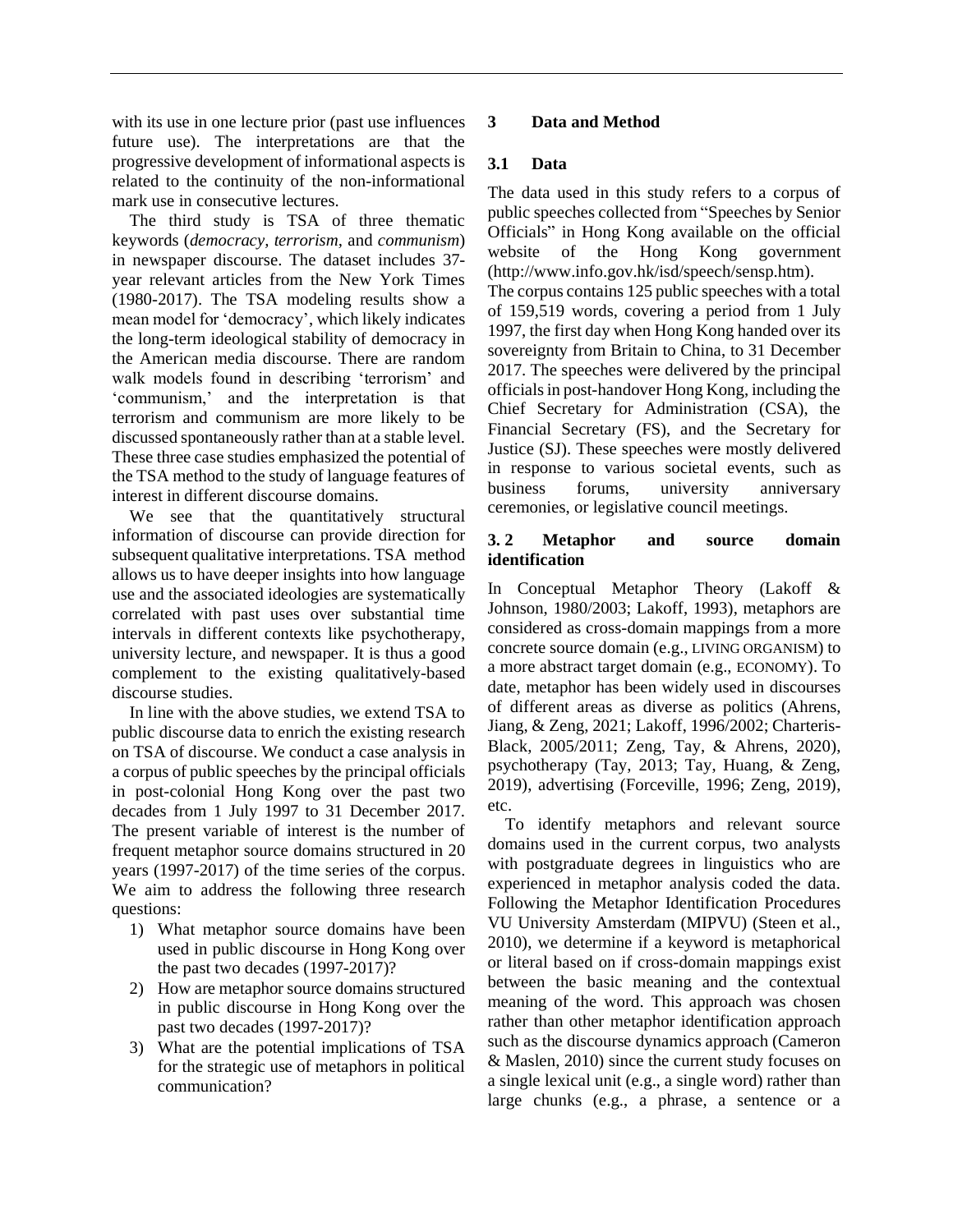with its use in one lecture prior (past use influences future use). The interpretations are that the progressive development of informational aspects is related to the continuity of the non-informational mark use in consecutive lectures.

The third study is TSA of three thematic keywords (*democracy*, *terrorism*, and *communism*) in newspaper discourse. The dataset includes 37-year relevant articles from the New York Times (1980-2017). The TSA modeling results show a mean model for 'democracy', which likely indicates the long-term ideological stability of democracy in the American media discourse. There are random walk models found in describing 'terrorism' and 'communism,' and the interpretation is that terrorism and communism are more likely to be discussed spontaneously rather than at a stable level. These three case studies emphasized the potential of the TSA method to the study of language features of interest in different discourse domains.

We see that the quantitatively structural information of discourse can provide direction for subsequent qualitative interpretations. TSA method allows us to have deeper insights into how language use and the associated ideologies are systematically correlated with past uses over substantial time intervals in different contexts like psychotherapy, university lecture, and newspaper. It is thus a good complement to the existing qualitatively-based discourse studies.

In line with the above studies, we extend TSA to public discourse data to enrich the existing research on TSA of discourse. We conduct a case analysis in a corpus of public speeches by the principal officials in post-colonial Hong Kong over the past two decades from 1 July 1997 to 31 December 2017. The present variable of interest is the number of frequent metaphor source domains structured in 20 years (1997-2017) of the time series of the corpus. We aim to address the following three research questions:

1) What metaphor source domains have been used in public discourse in Hong Kong over the past two decades (1997-2017)?
2) How are metaphor source domains structured in public discourse in Hong Kong over the past two decades (1997-2017)?
3) What are the potential implications of TSA for the strategic use of metaphors in political communication?

## 3 Data and Method

### 3.1 Data

The data used in this study refers to a corpus of public speeches collected from "Speeches by Senior Officials" in Hong Kong available on the official website of the Hong Kong government (http://www.info.gov.hk/isd/speech/sensp.htm).

The corpus contains 125 public speeches with a total of 159,519 words, covering a period from 1 July 1997, the first day when Hong Kong handed over its sovereignty from Britain to China, to 31 December 2017. The speeches were delivered by the principal officials in post-handover Hong Kong, including the Chief Secretary for Administration (CSA), the Financial Secretary (FS), and the Secretary for Justice (SJ). These speeches were mostly delivered in response to various societal events, such as business forums, university anniversary ceremonies, or legislative council meetings.

### 3. 2 Metaphor and source domain identification

In Conceptual Metaphor Theory (Lakoff & Johnson, 1980/2003; Lakoff, 1993), metaphors are considered as cross-domain mappings from a more concrete source domain (e.g., LIVING ORGANISM) to a more abstract target domain (e.g., ECONOMY). To date, metaphor has been widely used in discourses of different areas as diverse as politics (Ahrens, Jiang, & Zeng, 2021; Lakoff, 1996/2002; Charteris-Black, 2005/2011; Zeng, Tay, & Ahrens, 2020), psychotherapy (Tay, 2013; Tay, Huang, & Zeng, 2019), advertising (Forceville, 1996; Zeng, 2019), etc.

To identify metaphors and relevant source domains used in the current corpus, two analysts with postgraduate degrees in linguistics who are experienced in metaphor analysis coded the data. Following the Metaphor Identification Procedures VU University Amsterdam (MIPVU) (Steen et al., 2010), we determine if a keyword is metaphorical or literal based on if cross-domain mappings exist between the basic meaning and the contextual meaning of the word. This approach was chosen rather than other metaphor identification approach such as the discourse dynamics approach (Cameron & Maslen, 2010) since the current study focuses on a single lexical unit (e.g., a single word) rather than large chunks (e.g., a phrase, a sentence or a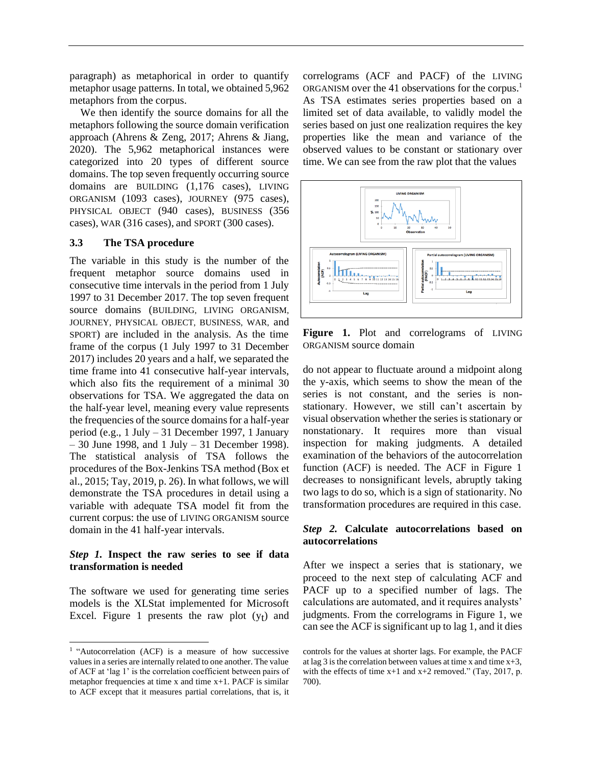paragraph) as metaphorical in order to quantify metaphor usage patterns. In total, we obtained 5,962 metaphors from the corpus.

We then identify the source domains for all the metaphors following the source domain verification approach (Ahrens & Zeng, 2017; Ahrens & Jiang, 2020). The 5,962 metaphorical instances were categorized into 20 types of different source domains. The top seven frequently occurring source domains are BUILDING (1,176 cases), LIVING ORGANISM (1093 cases), JOURNEY (975 cases), PHYSICAL OBJECT (940 cases), BUSINESS (356 cases), WAR (316 cases), and SPORT (300 cases).

### 3.3 The TSA procedure

The variable in this study is the number of the frequent metaphor source domains used in consecutive time intervals in the period from 1 July 1997 to 31 December 2017. The top seven frequent source domains (BUILDING, LIVING ORGANISM, JOURNEY, PHYSICAL OBJECT, BUSINESS, WAR, and SPORT) are included in the analysis. As the time frame of the corpus (1 July 1997 to 31 December 2017) includes 20 years and a half, we separated the time frame into 41 consecutive half-year intervals, which also fits the requirement of a minimal 30 observations for TSA. We aggregated the data on the half-year level, meaning every value represents the frequencies of the source domains for a half-year period (e.g., 1 July – 31 December 1997, 1 January – 30 June 1998, and 1 July – 31 December 1998). The statistical analysis of TSA follows the procedures of the Box-Jenkins TSA method (Box et al., 2015; Tay, 2019, p. 26). In what follows, we will demonstrate the TSA procedures in detail using a variable with adequate TSA model fit from the current corpus: the use of LIVING ORGANISM source domain in the 41 half-year intervals.

#### *Step 1.* Inspect the raw series to see if data transformation is needed

The software we used for generating time series models is the XLStat implemented for Microsoft Excel. Figure 1 presents the raw plot ($y_t$) and correlograms (ACF and PACF) of the LIVING ORGANISM over the 41 observations for the corpus.[1] As TSA estimates series properties based on a limited set of data available, to validly model the series based on just one realization requires the key properties like the mean and variance of the observed values to be constant or stationary over time. We can see from the raw plot that the values

**Figure 1.** Plot and correlograms of LIVING ORGANISM source domain

do not appear to fluctuate around a midpoint along the y-axis, which seems to show the mean of the series is not constant, and the series is non-stationary. However, we still can't ascertain by visual observation whether the series is stationary or nonstationary. It requires more than visual inspection for making judgments. A detailed examination of the behaviors of the autocorrelation function (ACF) is needed. The ACF in Figure 1 decreases to nonsignificant levels, abruptly taking two lags to do so, which is a sign of stationarity. No transformation procedures are required in this case.

#### *Step 2.* Calculate autocorrelations based on autocorrelations

After we inspect a series that is stationary, we proceed to the next step of calculating ACF and PACF up to a specified number of lags. The calculations are automated, and it requires analysts' judgments. From the correlograms in Figure 1, we can see the ACF is significant up to lag 1, and it dies

[1] "Autocorrelation (ACF) is a measure of how successive values in a series are internally related to one another. The value of ACF at 'lag 1' is the correlation coefficient between pairs of metaphor frequencies at time x and time x+1. PACF is similar to ACF except that it measures partial correlations, that is, it controls for the values at shorter lags. For example, the PACF at lag 3 is the correlation between values at time x and time x+3, with the effects of time x+1 and x+2 removed." (Tay, 2017, p. 700).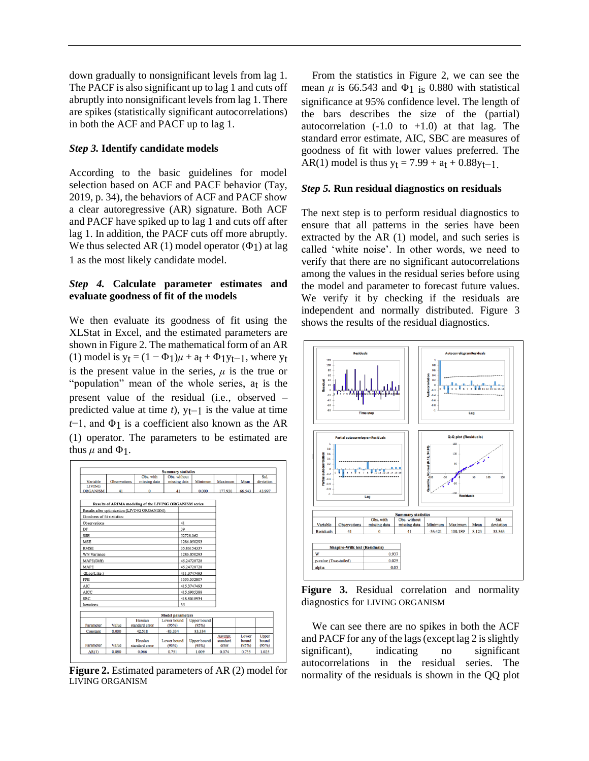down gradually to nonsignificant levels from lag 1. The PACF is also significant up to lag 1 and cuts off abruptly into nonsignificant levels from lag 1. There are spikes (statistically significant autocorrelations) in both the ACF and PACF up to lag 1.

***Step 3.* Identify candidate models**

According to the basic guidelines for model selection based on ACF and PACF behavior (Tay, 2019, p. 34), the behaviors of ACF and PACF show a clear autoregressive (AR) signature. Both ACF and PACF have spiked up to lag 1 and cuts off after lag 1. In addition, the PACF cuts off more abruptly. We thus selected AR (1) model operator ($\Phi_1$) at lag 1 as the most likely candidate model.

***Step 4.* Calculate parameter estimates and evaluate goodness of fit of the models**

We then evaluate its goodness of fit using the XLStat in Excel, and the estimated parameters are shown in Figure 2. The mathematical form of an AR (1) model is $y_t = (1 - \Phi_1)\mu + a_t + \Phi_1 y_{t-1}$, where $y_t$ is the present value in the series, $\mu$ is the true or "population" mean of the whole series, $a_t$ is the present value of the residual (i.e., observed – predicted value at time *t*), $y_{t-1}$ is the value at time $t-1$, and $\Phi_1$ is a coefficient also known as the AR (1) operator. The parameters to be estimated are thus $\mu$ and $\Phi_1$.

| Summary statistics | | | | | | | |
|---|---|---|---|---|---|---|---|
| Variable | Observations | Obs. with missing data | Obs. without missing data | Minimum | Maximum | Mean | Std. deviation |
| LIVING ORGANISM | 41 | 0 | 41 | 0.000 | 177.930 | 66.543 | 43.997 |

| Results of ARIMA modeling of the LIVING ORGANISM series | |
|---|---|
| Results after optimization (LIVING ORGANISM): | |
| Goodness of fit statistics: | |
| Observations | 41 |
| DF | 39 |
| SSE | 52728.062 |
| MSE | 1286.050293 |
| RMSE | 35.86154337 |
| WN Variance | 1286.050293 |
| MAPE(Diff) | 45.24728728 |
| MAPE | 45.24728728 |
| -2Log(Like.) | 411.3747493 |
| FPE | 1350.352807 |
| AIC | 415.3747493 |
| AICC | 415.6905388 |
| SBC | 418.8018934 |
| Iterations | 35 |

| Model parameters | | | | | | | |
|---|---|---|---|---|---|---|---|
| Parameter | Value | Hessian standard error | Lower bound (95%) | Upper bound (95%) | | | |
| Constant | 0.000 | 42.518 | -83.334 | 83.334 | | | |
| Parameter | Value | Hessian standard error | Lower bound (95%) | Upper bound (95%) | Asympt. standard error | Lower bound (95%) | Upper bound (95%) |
| AR(1) | 0.880 | 0.066 | 0.751 | 1.009 | 0.074 | 0.735 | 1.025 |

**Figure 2.** Estimated parameters of AR (2) model for LIVING ORGANISM

From the statistics in Figure 2, we can see the mean $\mu$ is 66.543 and $\Phi_1$ is 0.880 with statistical significance at 95% confidence level. The length of the bars describes the size of the (partial) autocorrelation (-1.0 to +1.0) at that lag. The standard error estimate, AIC, SBC are measures of goodness of fit with lower values preferred. The AR(1) model is thus $y_t = 7.99 + a_t + 0.88y_{t-1}$.

***Step 5.* Run residual diagnostics on residuals**

The next step is to perform residual diagnostics to ensure that all patterns in the series have been extracted by the AR (1) model, and such series is called 'white noise'. In other words, we need to verify that there are no significant autocorrelations among the values in the residual series before using the model and parameter to forecast future values. We verify it by checking if the residuals are independent and normally distributed. Figure 3 shows the results of the residual diagnostics.

| Summary statistics | | | | | | | |
|---|---|---|---|---|---|---|---|
| Variable | Observations | Obs. with missing data | Obs. without missing data | Minimum | Maximum | Mean | Std. deviation |
| Residuals | 41 | 0 | 41 | -56.421 | 100.189 | 8.123 | 35.363 |

| Shapiro-Wilk test (Residuals) | |
|---|---|
| W | 0.937 |
| p-value (Two-tailed) | 0.025 |
| alpha | 0.05 |

**Figure 3.** Residual correlation and normality diagnostics for LIVING ORGANISM

We can see there are no spikes in both the ACF and PACF for any of the lags (except lag 2 is slightly significant), indicating no significant autocorrelations in the residual series. The normality of the residuals is shown in the QQ plot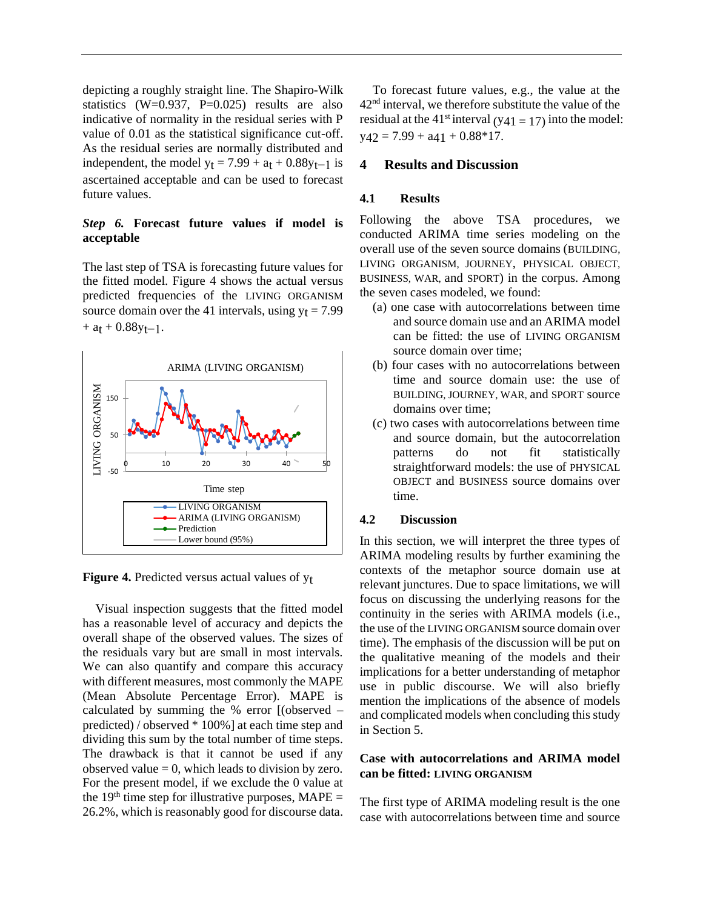depicting a roughly straight line. The Shapiro-Wilk statistics (W=0.937, P=0.025) results are also indicative of normality in the residual series with P value of 0.01 as the statistical significance cut-off. As the residual series are normally distributed and independent, the model $y_t = 7.99 + a_t + 0.88y_{t-1}$ is ascertained acceptable and can be used to forecast future values.

### *Step 6.* Forecast future values if model is acceptable

The last step of TSA is forecasting future values for the fitted model. Figure 4 shows the actual versus predicted frequencies of the LIVING ORGANISM source domain over the 41 intervals, using $y_t = 7.99 + a_t + 0.88y_{t-1}$.

**Figure 4.** Predicted versus actual values of $y_t$

Visual inspection suggests that the fitted model has a reasonable level of accuracy and depicts the overall shape of the observed values. The sizes of the residuals vary but are small in most intervals. We can also quantify and compare this accuracy with different measures, most commonly the MAPE (Mean Absolute Percentage Error). MAPE is calculated by summing the % error [(observed – predicted) / observed * 100%] at each time step and dividing this sum by the total number of time steps. The drawback is that it cannot be used if any observed value = 0, which leads to division by zero. For the present model, if we exclude the 0 value at the 19th time step for illustrative purposes, MAPE = 26.2%, which is reasonably good for discourse data.

To forecast future values, e.g., the value at the 42nd interval, we therefore substitute the value of the residual at the 41st interval ($y_{41} = 17$) into the model: $y_{42} = 7.99 + a_{41} + 0.88*17$.

## 4 Results and Discussion

### 4.1 Results

Following the above TSA procedures, we conducted ARIMA time series modeling on the overall use of the seven source domains (BUILDING, LIVING ORGANISM, JOURNEY, PHYSICAL OBJECT, BUSINESS, WAR, and SPORT) in the corpus. Among the seven cases modeled, we found:

(a) one case with autocorrelations between time and source domain use and an ARIMA model can be fitted: the use of LIVING ORGANISM source domain over time;

(b) four cases with no autocorrelations between time and source domain use: the use of BUILDING, JOURNEY, WAR, and SPORT source domains over time;

(c) two cases with autocorrelations between time and source domain, but the autocorrelation patterns do not fit statistically straightforward models: the use of PHYSICAL OBJECT and BUSINESS source domains over time.

### 4.2 Discussion

In this section, we will interpret the three types of ARIMA modeling results by further examining the contexts of the metaphor source domain use at relevant junctures. Due to space limitations, we will focus on discussing the underlying reasons for the continuity in the series with ARIMA models (i.e., the use of the LIVING ORGANISM source domain over time). The emphasis of the discussion will be put on the qualitative meaning of the models and their implications for a better understanding of metaphor use in public discourse. We will also briefly mention the implications of the absence of models and complicated models when concluding this study in Section 5.

**Case with autocorrelations and ARIMA model can be fitted: LIVING ORGANISM**

The first type of ARIMA modeling result is the one case with autocorrelations between time and source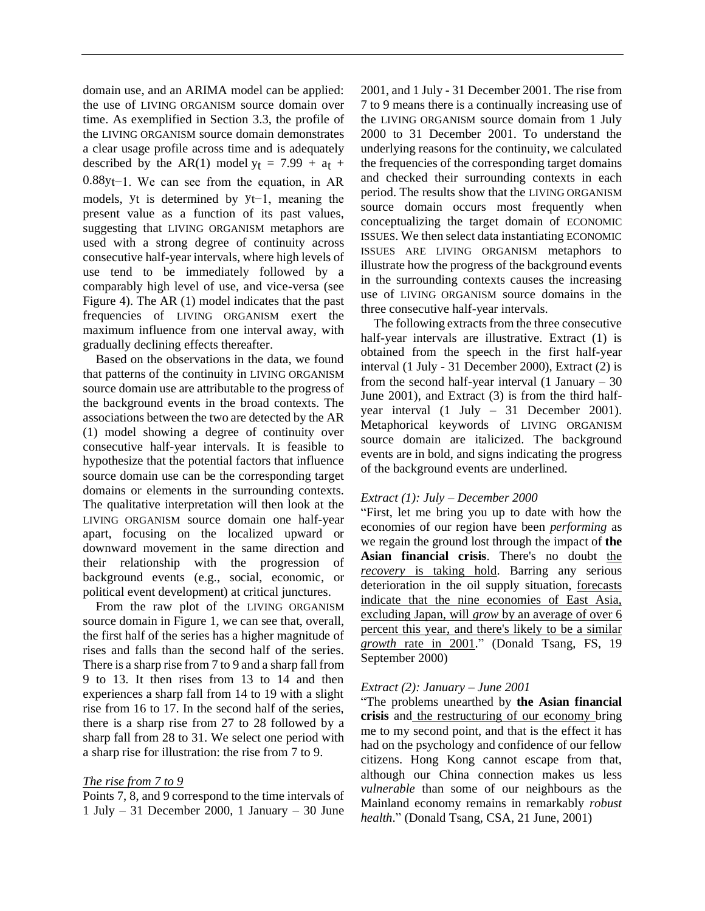domain use, and an ARIMA model can be applied: the use of LIVING ORGANISM source domain over time. As exemplified in Section 3.3, the profile of the LIVING ORGANISM source domain demonstrates a clear usage profile across time and is adequately described by the AR(1) model $y_t = 7.99 + a_t + 0.88y_{t-1}$. We can see from the equation, in AR models, $y_t$ is determined by $y_{t-1}$, meaning the present value as a function of its past values, suggesting that LIVING ORGANISM metaphors are used with a strong degree of continuity across consecutive half-year intervals, where high levels of use tend to be immediately followed by a comparably high level of use, and vice-versa (see Figure 4). The AR (1) model indicates that the past frequencies of LIVING ORGANISM exert the maximum influence from one interval away, with gradually declining effects thereafter.

Based on the observations in the data, we found that patterns of the continuity in LIVING ORGANISM source domain use are attributable to the progress of the background events in the broad contexts. The associations between the two are detected by the AR (1) model showing a degree of continuity over consecutive half-year intervals. It is feasible to hypothesize that the potential factors that influence source domain use can be the corresponding target domains or elements in the surrounding contexts. The qualitative interpretation will then look at the LIVING ORGANISM source domain one half-year apart, focusing on the localized upward or downward movement in the same direction and their relationship with the progression of background events (e.g., social, economic, or political event development) at critical junctures.

From the raw plot of the LIVING ORGANISM source domain in Figure 1, we can see that, overall, the first half of the series has a higher magnitude of rises and falls than the second half of the series. There is a sharp rise from 7 to 9 and a sharp fall from 9 to 13. It then rises from 13 to 14 and then experiences a sharp fall from 14 to 19 with a slight rise from 16 to 17. In the second half of the series, there is a sharp rise from 27 to 28 followed by a sharp fall from 28 to 31. We select one period with a sharp rise for illustration: the rise from 7 to 9.

*The rise from 7 to 9*

Points 7, 8, and 9 correspond to the time intervals of 1 July – 31 December 2000, 1 January – 30 June 2001, and 1 July - 31 December 2001. The rise from 7 to 9 means there is a continually increasing use of the LIVING ORGANISM source domain from 1 July 2000 to 31 December 2001. To understand the underlying reasons for the continuity, we calculated the frequencies of the corresponding target domains and checked their surrounding contexts in each period. The results show that the LIVING ORGANISM source domain occurs most frequently when conceptualizing the target domain of ECONOMIC ISSUES. We then select data instantiating ECONOMIC ISSUES ARE LIVING ORGANISM metaphors to illustrate how the progress of the background events in the surrounding contexts causes the increasing use of LIVING ORGANISM source domains in the three consecutive half-year intervals.

The following extracts from the three consecutive half-year intervals are illustrative. Extract (1) is obtained from the speech in the first half-year interval (1 July - 31 December 2000), Extract (2) is from the second half-year interval (1 January – 30 June 2001), and Extract (3) is from the third half-year interval (1 July – 31 December 2001). Metaphorical keywords of LIVING ORGANISM source domain are italicized. The background events are in bold, and signs indicating the progress of the background events are underlined.

*Extract (1): July – December 2000*

"First, let me bring you up to date with how the economies of our region have been *performing* as we regain the ground lost through the impact of **the Asian financial crisis**. There's no doubt the *recovery* is taking hold. Barring any serious deterioration in the oil supply situation, forecasts indicate that the nine economies of East Asia, excluding Japan, will *grow* by an average of over 6 percent this year, and there's likely to be a similar *growth* rate in 2001." (Donald Tsang, FS, 19 September 2000)

*Extract (2): January – June 2001*

"The problems unearthed by **the Asian financial crisis** and the restructuring of our economy bring me to my second point, and that is the effect it has had on the psychology and confidence of our fellow citizens. Hong Kong cannot escape from that, although our China connection makes us less *vulnerable* than some of our neighbours as the Mainland economy remains in remarkably *robust health*." (Donald Tsang, CSA, 21 June, 2001)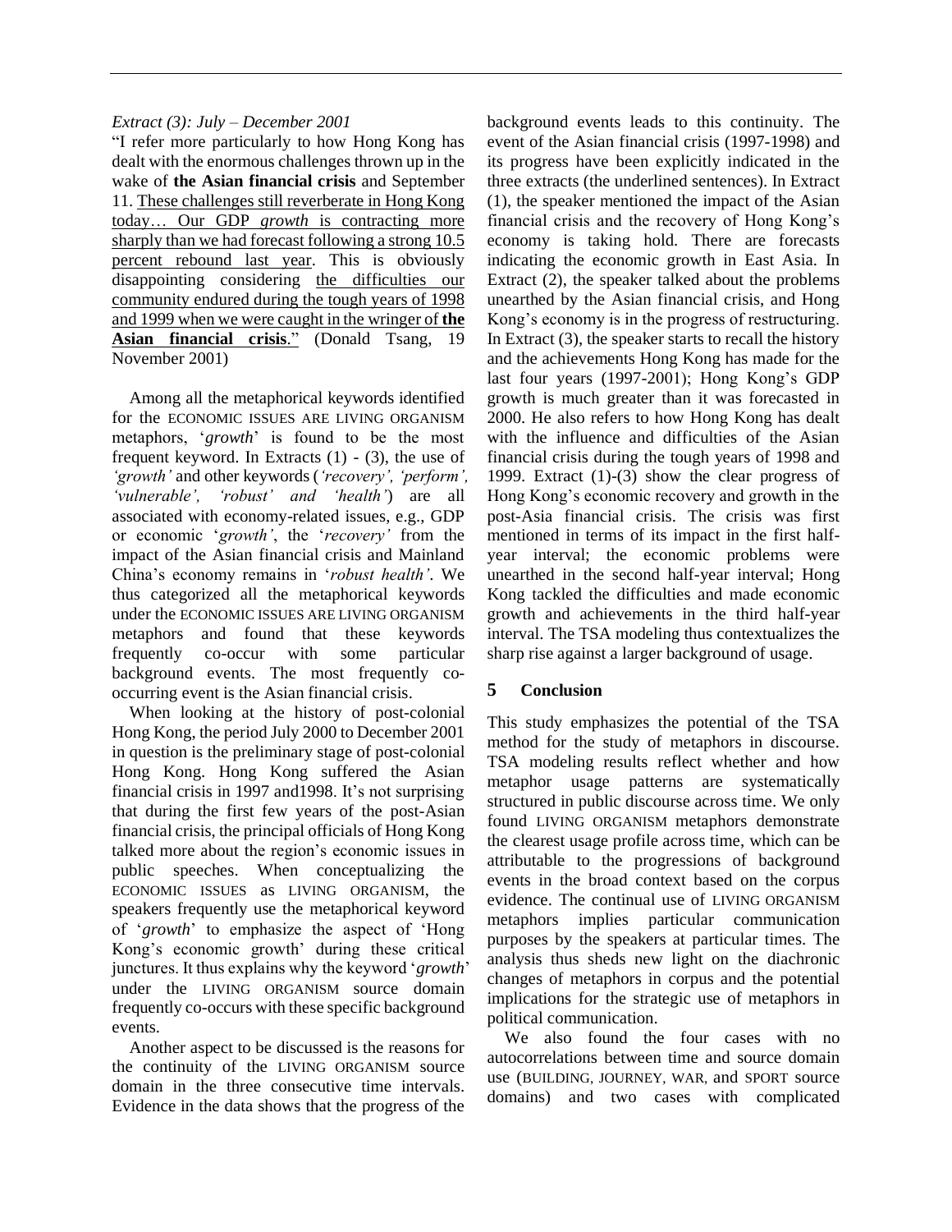*Extract (3): July – December 2001*

"I refer more particularly to how Hong Kong has dealt with the enormous challenges thrown up in the wake of **the Asian financial crisis** and September 11. These challenges still reverberate in Hong Kong today… Our GDP *growth* is contracting more sharply than we had forecast following a strong 10.5 percent rebound last year. This is obviously disappointing considering the difficulties our community endured during the tough years of 1998 and 1999 when we were caught in the wringer of **the Asian financial crisis**." (Donald Tsang, 19 November 2001)

Among all the metaphorical keywords identified for the ECONOMIC ISSUES ARE LIVING ORGANISM metaphors, '*growth*' is found to be the most frequent keyword. In Extracts (1) - (3), the use of *'growth'* and other keywords (*'recovery', 'perform', 'vulnerable', 'robust' and 'health'*) are all associated with economy-related issues, e.g., GDP or economic '*growth'*, the '*recovery'* from the impact of the Asian financial crisis and Mainland China's economy remains in '*robust health'*. We thus categorized all the metaphorical keywords under the ECONOMIC ISSUES ARE LIVING ORGANISM metaphors and found that these keywords frequently co-occur with some particular background events. The most frequently co-occurring event is the Asian financial crisis.

When looking at the history of post-colonial Hong Kong, the period July 2000 to December 2001 in question is the preliminary stage of post-colonial Hong Kong. Hong Kong suffered the Asian financial crisis in 1997 and1998. It's not surprising that during the first few years of the post-Asian financial crisis, the principal officials of Hong Kong talked more about the region's economic issues in public speeches. When conceptualizing the ECONOMIC ISSUES as LIVING ORGANISM, the speakers frequently use the metaphorical keyword of '*growth*' to emphasize the aspect of 'Hong Kong's economic growth' during these critical junctures. It thus explains why the keyword '*growth*' under the LIVING ORGANISM source domain frequently co-occurs with these specific background events.

Another aspect to be discussed is the reasons for the continuity of the LIVING ORGANISM source domain in the three consecutive time intervals. Evidence in the data shows that the progress of the background events leads to this continuity. The event of the Asian financial crisis (1997-1998) and its progress have been explicitly indicated in the three extracts (the underlined sentences). In Extract (1), the speaker mentioned the impact of the Asian financial crisis and the recovery of Hong Kong's economy is taking hold. There are forecasts indicating the economic growth in East Asia. In Extract (2), the speaker talked about the problems unearthed by the Asian financial crisis, and Hong Kong's economy is in the progress of restructuring. In Extract (3), the speaker starts to recall the history and the achievements Hong Kong has made for the last four years (1997-2001); Hong Kong's GDP growth is much greater than it was forecasted in 2000. He also refers to how Hong Kong has dealt with the influence and difficulties of the Asian financial crisis during the tough years of 1998 and 1999. Extract (1)-(3) show the clear progress of Hong Kong's economic recovery and growth in the post-Asia financial crisis. The crisis was first mentioned in terms of its impact in the first half-year interval; the economic problems were unearthed in the second half-year interval; Hong Kong tackled the difficulties and made economic growth and achievements in the third half-year interval. The TSA modeling thus contextualizes the sharp rise against a larger background of usage.

## 5 Conclusion

This study emphasizes the potential of the TSA method for the study of metaphors in discourse. TSA modeling results reflect whether and how metaphor usage patterns are systematically structured in public discourse across time. We only found LIVING ORGANISM metaphors demonstrate the clearest usage profile across time, which can be attributable to the progressions of background events in the broad context based on the corpus evidence. The continual use of LIVING ORGANISM metaphors implies particular communication purposes by the speakers at particular times. The analysis thus sheds new light on the diachronic changes of metaphors in corpus and the potential implications for the strategic use of metaphors in political communication.

We also found the four cases with no autocorrelations between time and source domain use (BUILDING, JOURNEY, WAR, and SPORT source domains) and two cases with complicated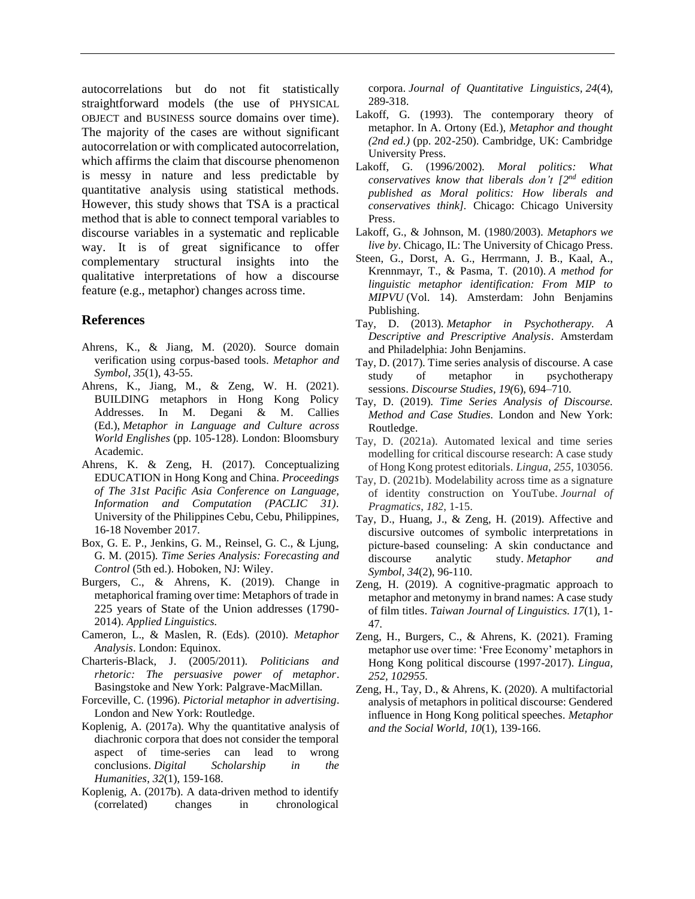autocorrelations but do not fit statistically straightforward models (the use of PHYSICAL OBJECT and BUSINESS source domains over time). The majority of the cases are without significant autocorrelation or with complicated autocorrelation, which affirms the claim that discourse phenomenon is messy in nature and less predictable by quantitative analysis using statistical methods. However, this study shows that TSA is a practical method that is able to connect temporal variables to discourse variables in a systematic and replicable way. It is of great significance to offer complementary structural insights into the qualitative interpretations of how a discourse feature (e.g., metaphor) changes across time.

## References

Ahrens, K., & Jiang, M. (2020). Source domain verification using corpus-based tools. *Metaphor and Symbol, 35*(1), 43-55.

Ahrens, K., Jiang, M., & Zeng, W. H. (2021). BUILDING metaphors in Hong Kong Policy Addresses. In M. Degani & M. Callies (Ed.), *Metaphor in Language and Culture across World Englishes* (pp. 105-128). London: Bloomsbury Academic.

Ahrens, K. & Zeng, H. (2017). Conceptualizing EDUCATION in Hong Kong and China. *Proceedings of The 31st Pacific Asia Conference on Language, Information and Computation (PACLIC 31)*. University of the Philippines Cebu, Cebu, Philippines, 16-18 November 2017.

Box, G. E. P., Jenkins, G. M., Reinsel, G. C., & Ljung, G. M. (2015). *Time Series Analysis: Forecasting and Control* (5th ed.). Hoboken, NJ: Wiley.

Burgers, C., & Ahrens, K. (2019). Change in metaphorical framing over time: Metaphors of trade in 225 years of State of the Union addresses (1790-2014). *Applied Linguistics.*

Cameron, L., & Maslen, R. (Eds). (2010). *Metaphor Analysis*. London: Equinox.

Charteris-Black, J. (2005/2011). *Politicians and rhetoric: The persuasive power of metaphor*. Basingstoke and New York: Palgrave-MacMillan.

Forceville, C. (1996). *Pictorial metaphor in advertising*. London and New York: Routledge.

Koplenig, A. (2017a). Why the quantitative analysis of diachronic corpora that does not consider the temporal aspect of time-series can lead to wrong conclusions. *Digital Scholarship in the Humanities*, *32*(1), 159-168.

Koplenig, A. (2017b). A data-driven method to identify (correlated) changes in chronological corpora. *Journal of Quantitative Linguistics*, *24*(4), 289-318.

Lakoff, G. (1993). The contemporary theory of metaphor. In A. Ortony (Ed.), *Metaphor and thought (2nd ed.)* (pp. 202-250). Cambridge, UK: Cambridge University Press.

Lakoff, G. (1996/2002). *Moral politics: What conservatives know that liberals don't [2nd edition published as Moral politics: How liberals and conservatives think]*. Chicago: Chicago University Press.

Lakoff, G., & Johnson, M. (1980/2003). *Metaphors we live by*. Chicago, IL: The University of Chicago Press.

Steen, G., Dorst, A. G., Herrmann, J. B., Kaal, A., Krennmayr, T., & Pasma, T. (2010). *A method for linguistic metaphor identification: From MIP to MIPVU* (Vol. 14). Amsterdam: John Benjamins Publishing.

Tay, D. (2013). *Metaphor in Psychotherapy. A Descriptive and Prescriptive Analysis*. Amsterdam and Philadelphia: John Benjamins.

Tay, D. (2017). Time series analysis of discourse. A case study of metaphor in psychotherapy sessions. *Discourse Studies*, *19*(6), 694–710.

Tay, D. (2019). *Time Series Analysis of Discourse. Method and Case Studies.* London and New York: Routledge.

Tay, D. (2021a). Automated lexical and time series modelling for critical discourse research: A case study of Hong Kong protest editorials. *Lingua*, *255*, 103056.

Tay, D. (2021b). Modelability across time as a signature of identity construction on YouTube. *Journal of Pragmatics*, *182*, 1-15.

Tay, D., Huang, J., & Zeng, H. (2019). Affective and discursive outcomes of symbolic interpretations in picture-based counseling: A skin conductance and discourse analytic study. *Metaphor and Symbol*, *34*(2), 96-110.

Zeng, H. (2019). A cognitive-pragmatic approach to metaphor and metonymy in brand names: A case study of film titles. *Taiwan Journal of Linguistics. 17*(1), 1-47.

Zeng, H., Burgers, C., & Ahrens, K. (2021). Framing metaphor use over time: 'Free Economy' metaphors in Hong Kong political discourse (1997-2017). *Lingua, 252, 102955.*

Zeng, H., Tay, D., & Ahrens, K. (2020). A multifactorial analysis of metaphors in political discourse: Gendered influence in Hong Kong political speeches. *Metaphor and the Social World, 10*(1), 139-166.